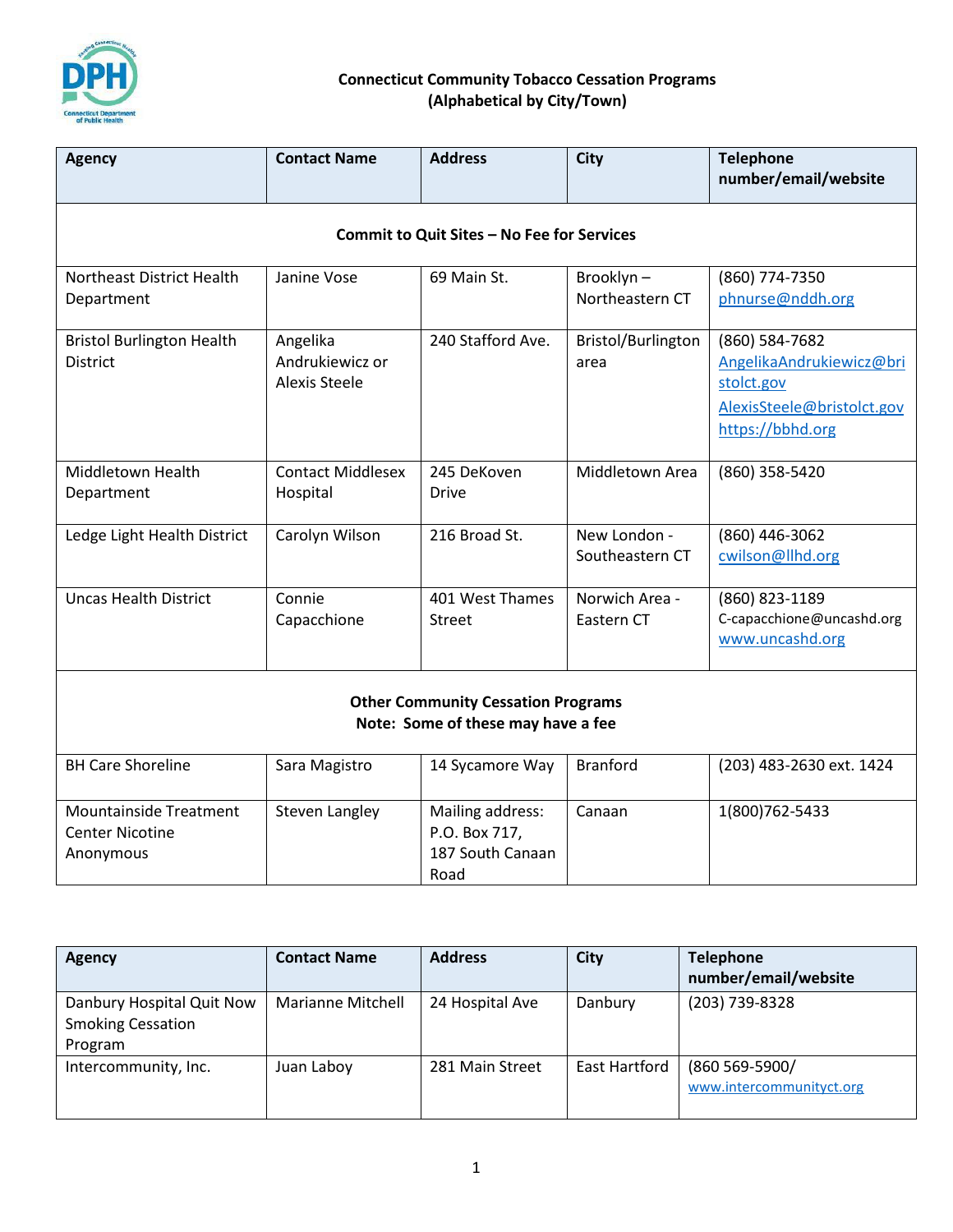# Connecticut Community Tobacco Cessation Programs
## (Alphabetical by City/Town)

| Agency | Contact Name | Address | City | Telephone number/email/website |
|---|---|---|---|---|
| **Commit to Quit Sites – No Fee for Services** | | | | |
| Northeast District Health Department | Janine Vose | 69 Main St. | Brooklyn – Northeastern CT | (860) 774-7350 phnurse@nddh.org |
| Bristol Burlington Health District | Angelika Andrukiewicz or Alexis Steele | 240 Stafford Ave. | Bristol/Burlington area | (860) 584-7682 AngelikaAndrukiewicz@bristolct.gov AlexisSteele@bristolct.gov https://bbhd.org |
| Middletown Health Department | Contact Middlesex Hospital | 245 DeKoven Drive | Middletown Area | (860) 358-5420 |
| Ledge Light Health District | Carolyn Wilson | 216 Broad St. | New London - Southeastern CT | (860) 446-3062 cwilson@llhd.org |
| Uncas Health District | Connie Capacchione | 401 West Thames Street | Norwich Area - Eastern CT | (860) 823-1189 C-capacchione@uncashd.org www.uncashd.org |
| **Other Community Cessation Programs** **Note: Some of these may have a fee** | | | | |
| BH Care Shoreline | Sara Magistro | 14 Sycamore Way | Branford | (203) 483-2630 ext. 1424 |
| Mountainside Treatment Center Nicotine Anonymous | Steven Langley | Mailing address: P.O. Box 717, 187 South Canaan Road | Canaan | 1(800)762-5433 |
| Danbury Hospital Quit Now Smoking Cessation Program | Marianne Mitchell | 24 Hospital Ave | Danbury | (203) 739-8328 |
| Intercommunity, Inc. | Juan Laboy | 281 Main Street | East Hartford | (860 569-5900/ www.intercommunityct.org |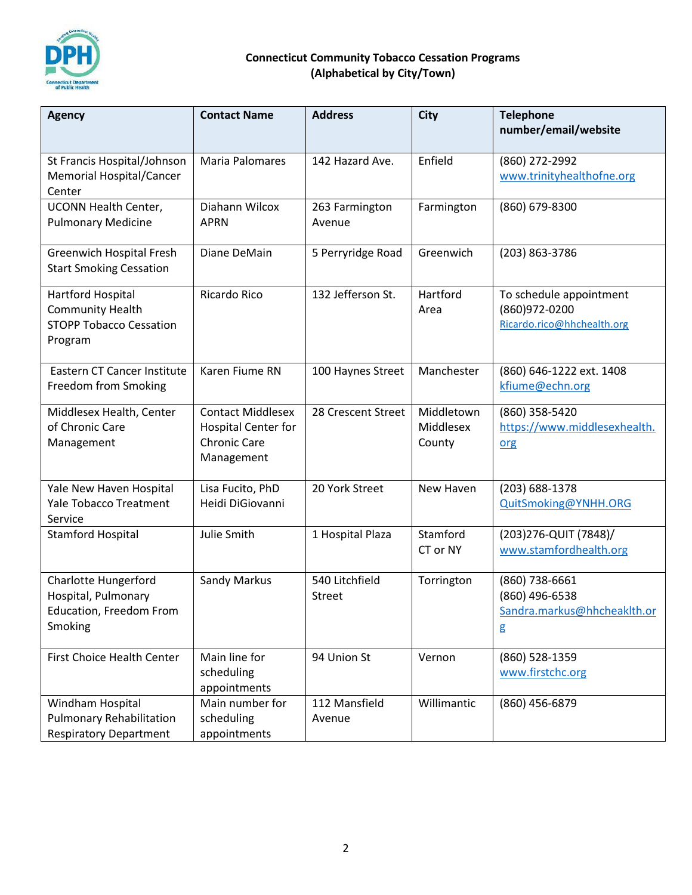**Connecticut Community Tobacco Cessation Programs**
**(Alphabetical by City/Town)**

| Agency | Contact Name | Address | City | Telephone number/email/website |
|---|---|---|---|---|
| St Francis Hospital/Johnson Memorial Hospital/Cancer Center | Maria Palomares | 142 Hazard Ave. | Enfield | (860) 272-2992 www.trinityhealthofne.org |
| UCONN Health Center, Pulmonary Medicine | Diahann Wilcox APRN | 263 Farmington Avenue | Farmington | (860) 679-8300 |
| Greenwich Hospital Fresh Start Smoking Cessation | Diane DeMain | 5 Perryridge Road | Greenwich | (203) 863-3786 |
| Hartford Hospital Community Health STOPP Tobacco Cessation Program | Ricardo Rico | 132 Jefferson St. | Hartford Area | To schedule appointment (860)972-0200 Ricardo.rico@hhchealth.org |
| Eastern CT Cancer Institute Freedom from Smoking | Karen Fiume RN | 100 Haynes Street | Manchester | (860) 646-1222 ext. 1408 kfiume@echn.org |
| Middlesex Health, Center of Chronic Care Management | Contact Middlesex Hospital Center for Chronic Care Management | 28 Crescent Street | Middletown Middlesex County | (860) 358-5420 https://www.middlesexhealth.org |
| Yale New Haven Hospital Yale Tobacco Treatment Service | Lisa Fucito, PhD Heidi DiGiovanni | 20 York Street | New Haven | (203) 688-1378 QuitSmoking@YNHH.ORG |
| Stamford Hospital | Julie Smith | 1 Hospital Plaza | Stamford CT or NY | (203)276-QUIT (7848)/ www.stamfordhealth.org |
| Charlotte Hungerford Hospital, Pulmonary Education, Freedom From Smoking | Sandy Markus | 540 Litchfield Street | Torrington | (860) 738-6661 (860) 496-6538 Sandra.markus@hhcheaklth.org |
| First Choice Health Center | Main line for scheduling appointments | 94 Union St | Vernon | (860) 528-1359 www.firstchc.org |
| Windham Hospital Pulmonary Rehabilitation Respiratory Department | Main number for scheduling appointments | 112 Mansfield Avenue | Willimantic | (860) 456-6879 |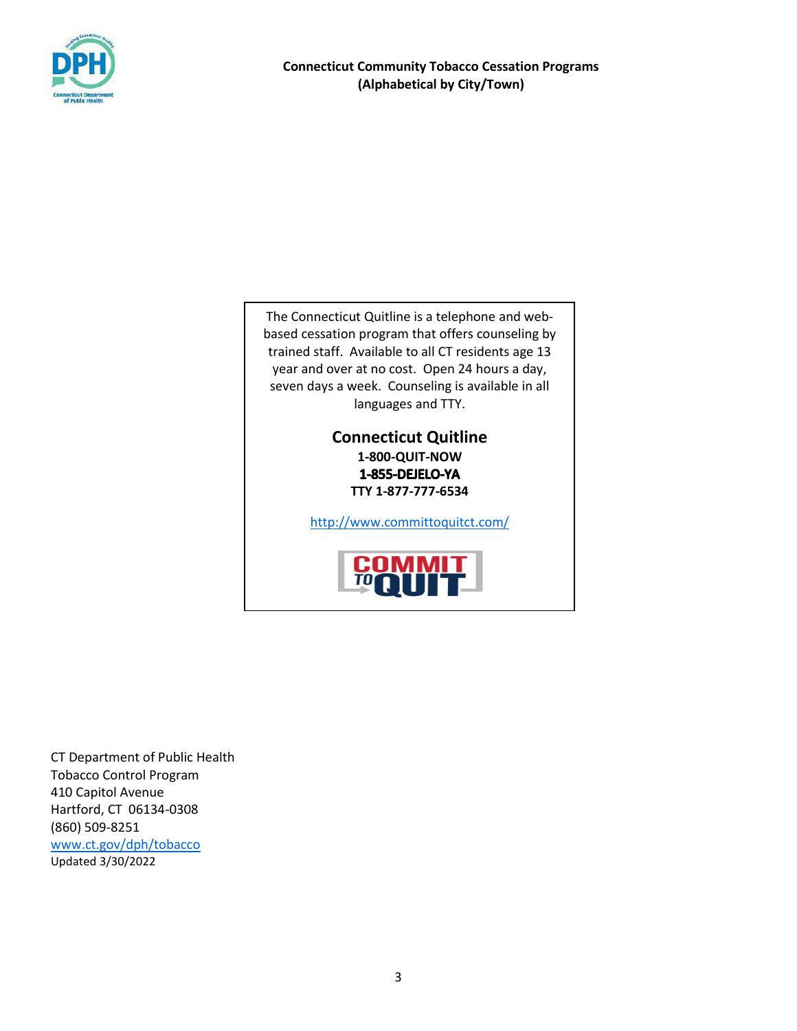**Connecticut Community Tobacco Cessation Programs**
**(Alphabetical by City/Town)**

The Connecticut Quitline is a telephone and web-based cessation program that offers counseling by trained staff. Available to all CT residents age 13 year and over at no cost. Open 24 hours a day, seven days a week. Counseling is available in all languages and TTY.

## Connecticut Quitline

**1-800-QUIT-NOW**
**1-855-DEJELO-YA**
**TTY 1-877-777-6534**

http://www.committoquitct.com/

CT Department of Public Health
Tobacco Control Program
410 Capitol Avenue
Hartford, CT 06134-0308
(860) 509-8251
www.ct.gov/dph/tobacco
Updated 3/30/2022